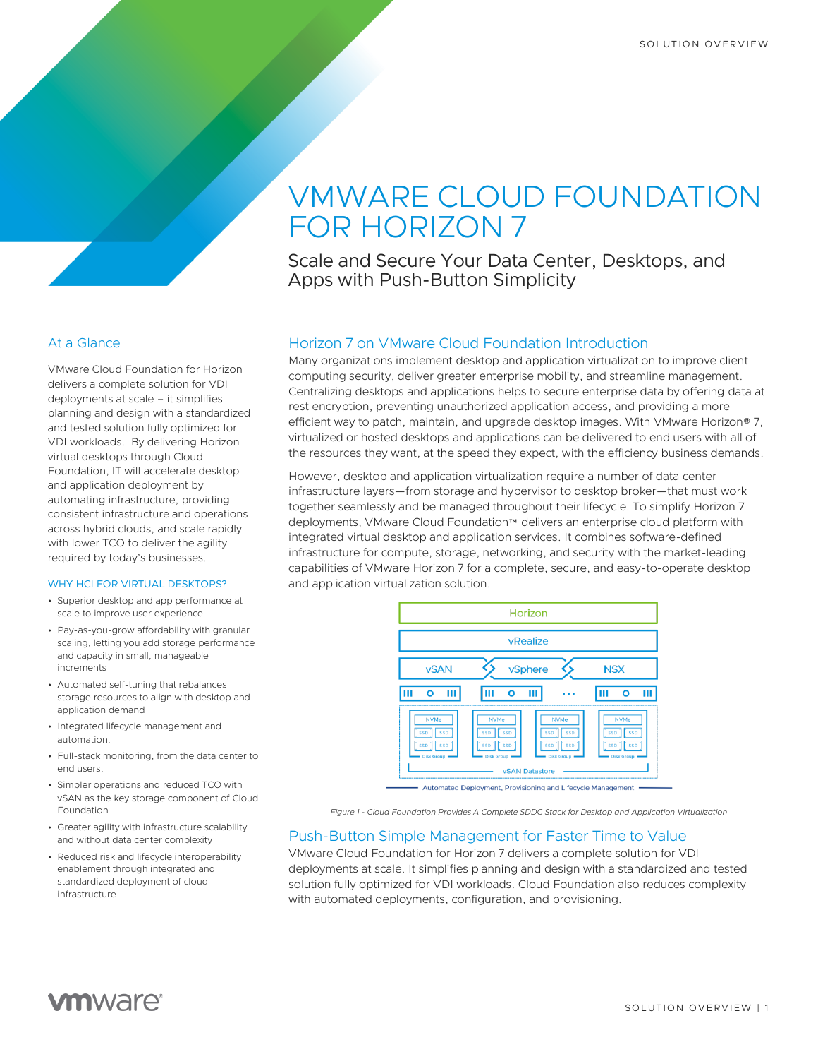# VMWARE CLOUD FOUNDATION FOR HORIZON 7

## Scale and Secure Your Data Center, Desktops, and Apps with Push-Button Simplicity

### At a Glance

VMware Cloud Foundation for Horizon delivers a complete solution for VDI deployments at scale – it simplifies planning and design with a standardized and tested solution fully optimized for VDI workloads. By delivering Horizon virtual desktops through Cloud Foundation, IT will accelerate desktop and application deployment by automating infrastructure, providing consistent infrastructure and operations across hybrid clouds, and scale rapidly with lower TCO to deliver the agility required by today's businesses.

#### WHY HCI FOR VIRTUAL DESKTOPS?

- Superior desktop and app performance at scale to improve user experience
- Pay-as-you-grow affordability with granular scaling, letting you add storage performance and capacity in small, manageable increments
- Automated self-tuning that rebalances storage resources to align with desktop and application demand
- Integrated lifecycle management and automation.
- Full-stack monitoring, from the data center to end users.
- Simpler operations and reduced TCO with vSAN as the key storage component of Cloud Foundation
- Greater agility with infrastructure scalability and without data center complexity
- Reduced risk and lifecycle interoperability enablement through integrated and standardized deployment of cloud infrastructure

### Horizon 7 on VMware Cloud Foundation Introduction

Many organizations implement desktop and application virtualization to improve client computing security, deliver greater enterprise mobility, and streamline management. Centralizing desktops and applications helps to secure enterprise data by offering data at rest encryption, preventing unauthorized application access, and providing a more efficient way to patch, maintain, and upgrade desktop images. With VMware Horizon® 7, virtualized or hosted desktops and applications can be delivered to end users with all of the resources they want, at the speed they expect, with the efficiency business demands.

However, desktop and application virtualization require a number of data center infrastructure layers—from storage and hypervisor to desktop broker—that must work together seamlessly and be managed throughout their lifecycle. To simplify Horizon 7 deployments, VMware Cloud Foundation™ delivers an enterprise cloud platform with integrated virtual desktop and application services. It combines software-defined infrastructure for compute, storage, networking, and security with the market-leading capabilities of VMware Horizon 7 for a complete, secure, and easy-to-operate desktop and application virtualization solution.

*Figure 1 - Cloud Foundation Provides A Complete SDDC Stack for Desktop and Application Virtualization*

### Push-Button Simple Management for Faster Time to Value

VMware Cloud Foundation for Horizon 7 delivers a complete solution for VDI deployments at scale. It simplifies planning and design with a standardized and tested solution fully optimized for VDI workloads. Cloud Foundation also reduces complexity with automated deployments, configuration, and provisioning.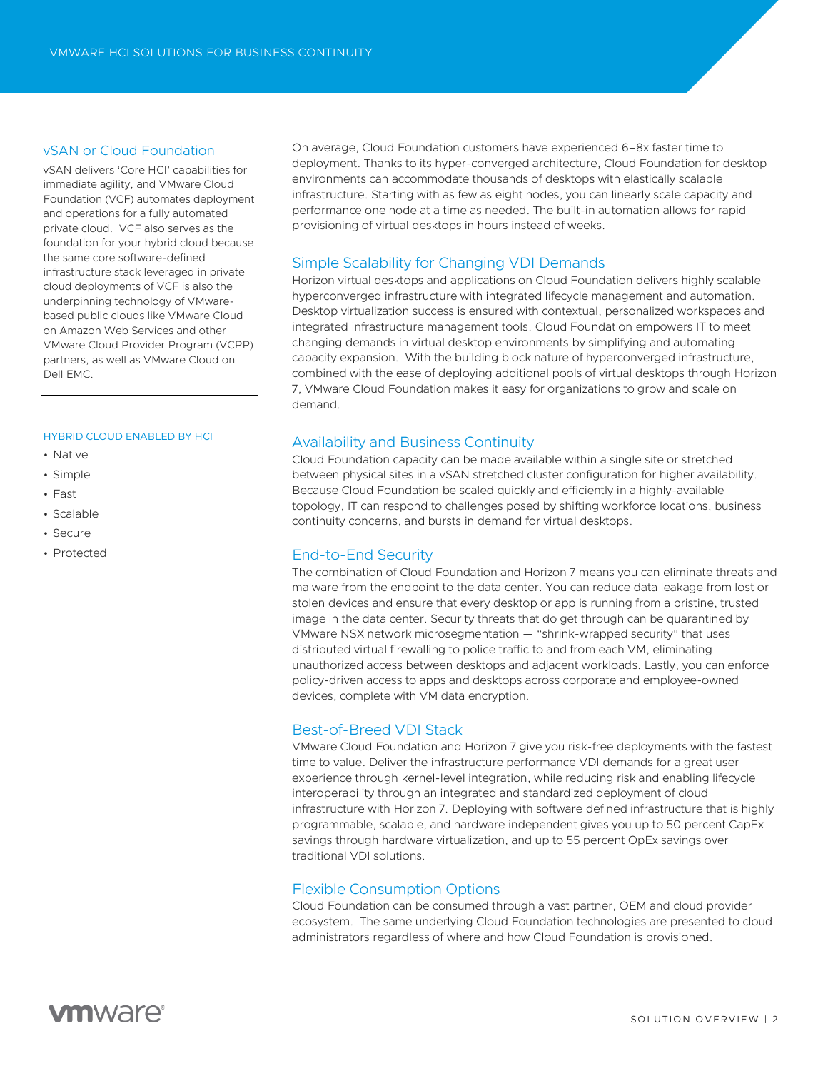## vSAN or Cloud Foundation

vSAN delivers 'Core HCI' capabilities for immediate agility, and VMware Cloud Foundation (VCF) automates deployment and operations for a fully automated private cloud. VCF also serves as the foundation for your hybrid cloud because the same core software-defined infrastructure stack leveraged in private cloud deployments of VCF is also the underpinning technology of VMware-based public clouds like VMware Cloud on Amazon Web Services and other VMware Cloud Provider Program (VCPP) partners, as well as VMware Cloud on Dell EMC.

HYBRID CLOUD ENABLED BY HCI

- Native
- Simple
- Fast
- Scalable
- Secure
- Protected

On average, Cloud Foundation customers have experienced 6–8x faster time to deployment. Thanks to its hyper-converged architecture, Cloud Foundation for desktop environments can accommodate thousands of desktops with elastically scalable infrastructure. Starting with as few as eight nodes, you can linearly scale capacity and performance one node at a time as needed. The built-in automation allows for rapid provisioning of virtual desktops in hours instead of weeks.

## Simple Scalability for Changing VDI Demands

Horizon virtual desktops and applications on Cloud Foundation delivers highly scalable hyperconverged infrastructure with integrated lifecycle management and automation. Desktop virtualization success is ensured with contextual, personalized workspaces and integrated infrastructure management tools. Cloud Foundation empowers IT to meet changing demands in virtual desktop environments by simplifying and automating capacity expansion. With the building block nature of hyperconverged infrastructure, combined with the ease of deploying additional pools of virtual desktops through Horizon 7, VMware Cloud Foundation makes it easy for organizations to grow and scale on demand.

## Availability and Business Continuity

Cloud Foundation capacity can be made available within a single site or stretched between physical sites in a vSAN stretched cluster configuration for higher availability. Because Cloud Foundation be scaled quickly and efficiently in a highly-available topology, IT can respond to challenges posed by shifting workforce locations, business continuity concerns, and bursts in demand for virtual desktops.

## End-to-End Security

The combination of Cloud Foundation and Horizon 7 means you can eliminate threats and malware from the endpoint to the data center. You can reduce data leakage from lost or stolen devices and ensure that every desktop or app is running from a pristine, trusted image in the data center. Security threats that do get through can be quarantined by VMware NSX network microsegmentation — "shrink-wrapped security" that uses distributed virtual firewalling to police traffic to and from each VM, eliminating unauthorized access between desktops and adjacent workloads. Lastly, you can enforce policy-driven access to apps and desktops across corporate and employee-owned devices, complete with VM data encryption.

## Best-of-Breed VDI Stack

VMware Cloud Foundation and Horizon 7 give you risk-free deployments with the fastest time to value. Deliver the infrastructure performance VDI demands for a great user experience through kernel-level integration, while reducing risk and enabling lifecycle interoperability through an integrated and standardized deployment of cloud infrastructure with Horizon 7. Deploying with software defined infrastructure that is highly programmable, scalable, and hardware independent gives you up to 50 percent CapEx savings through hardware virtualization, and up to 55 percent OpEx savings over traditional VDI solutions.

## Flexible Consumption Options

Cloud Foundation can be consumed through a vast partner, OEM and cloud provider ecosystem. The same underlying Cloud Foundation technologies are presented to cloud administrators regardless of where and how Cloud Foundation is provisioned.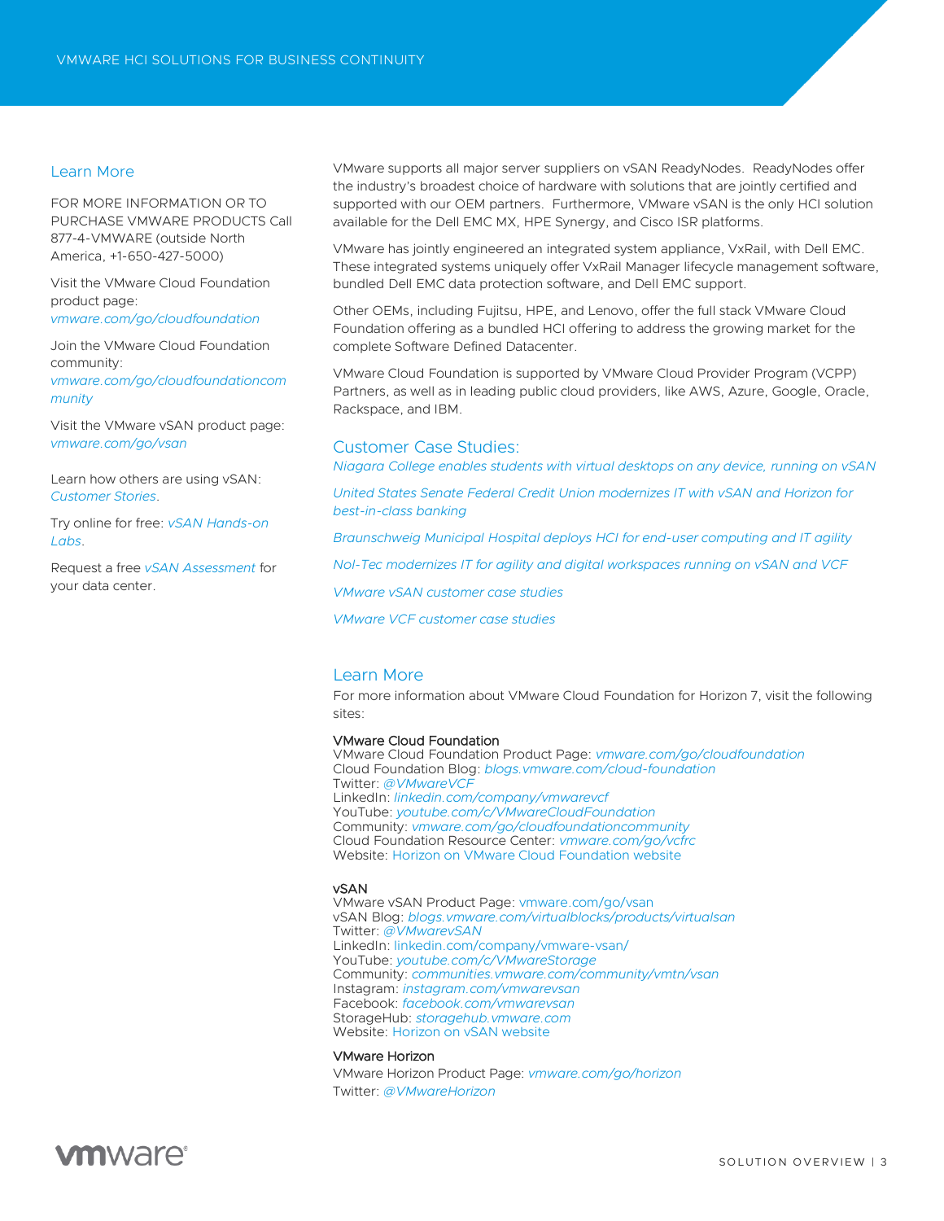## Learn More

FOR MORE INFORMATION OR TO PURCHASE VMWARE PRODUCTS Call 877-4-VMWARE (outside North America, +1-650-427-5000)

Visit the VMware Cloud Foundation product page: *vmware.com/go/cloudfoundation*

Join the VMware Cloud Foundation community: *vmware.com/go/cloudfoundationcommunity*

Visit the VMware vSAN product page: *vmware.com/go/vsan*

Learn how others are using vSAN: *Customer Stories*.

Try online for free: *vSAN Hands-on Labs*.

Request a free *vSAN Assessment* for your data center.

VMware supports all major server suppliers on vSAN ReadyNodes. ReadyNodes offer the industry's broadest choice of hardware with solutions that are jointly certified and supported with our OEM partners. Furthermore, VMware vSAN is the only HCI solution available for the Dell EMC MX, HPE Synergy, and Cisco ISR platforms.

VMware has jointly engineered an integrated system appliance, VxRail, with Dell EMC. These integrated systems uniquely offer VxRail Manager lifecycle management software, bundled Dell EMC data protection software, and Dell EMC support.

Other OEMs, including Fujitsu, HPE, and Lenovo, offer the full stack VMware Cloud Foundation offering as a bundled HCI offering to address the growing market for the complete Software Defined Datacenter.

VMware Cloud Foundation is supported by VMware Cloud Provider Program (VCPP) Partners, as well as in leading public cloud providers, like AWS, Azure, Google, Oracle, Rackspace, and IBM.

## Customer Case Studies:

*Niagara College enables students with virtual desktops on any device, running on vSAN*

*United States Senate Federal Credit Union modernizes IT with vSAN and Horizon for best-in-class banking*

*Braunschweig Municipal Hospital deploys HCI for end-user computing and IT agility*

*Nol-Tec modernizes IT for agility and digital workspaces running on vSAN and VCF*

*VMware vSAN customer case studies*

*VMware VCF customer case studies*

## Learn More

For more information about VMware Cloud Foundation for Horizon 7, visit the following sites:

### VMware Cloud Foundation

VMware Cloud Foundation Product Page: *vmware.com/go/cloudfoundation*
Cloud Foundation Blog: *blogs.vmware.com/cloud-foundation*
Twitter: *@VMwareVCF*
LinkedIn: *linkedin.com/company/vmwarevcf*
YouTube: *youtube.com/c/VMwareCloudFoundation*
Community: *vmware.com/go/cloudfoundationcommunity*
Cloud Foundation Resource Center: *vmware.com/go/vcfrc*
Website: Horizon on VMware Cloud Foundation website

### vSAN

VMware vSAN Product Page: vmware.com/go/vsan
vSAN Blog: *blogs.vmware.com/virtualblocks/products/virtualsan*
Twitter: *@VMwarevSAN*
LinkedIn: linkedin.com/company/vmware-vsan/
YouTube: *youtube.com/c/VMwareStorage*
Community: *communities.vmware.com/community/vmtn/vsan*
Instagram: *instagram.com/vmwarevsan*
Facebook: *facebook.com/vmwarevsan*
StorageHub: *storagehub.vmware.com*
Website: Horizon on vSAN website

### VMware Horizon

VMware Horizon Product Page: *vmware.com/go/horizon*
Twitter: *@VMwareHorizon*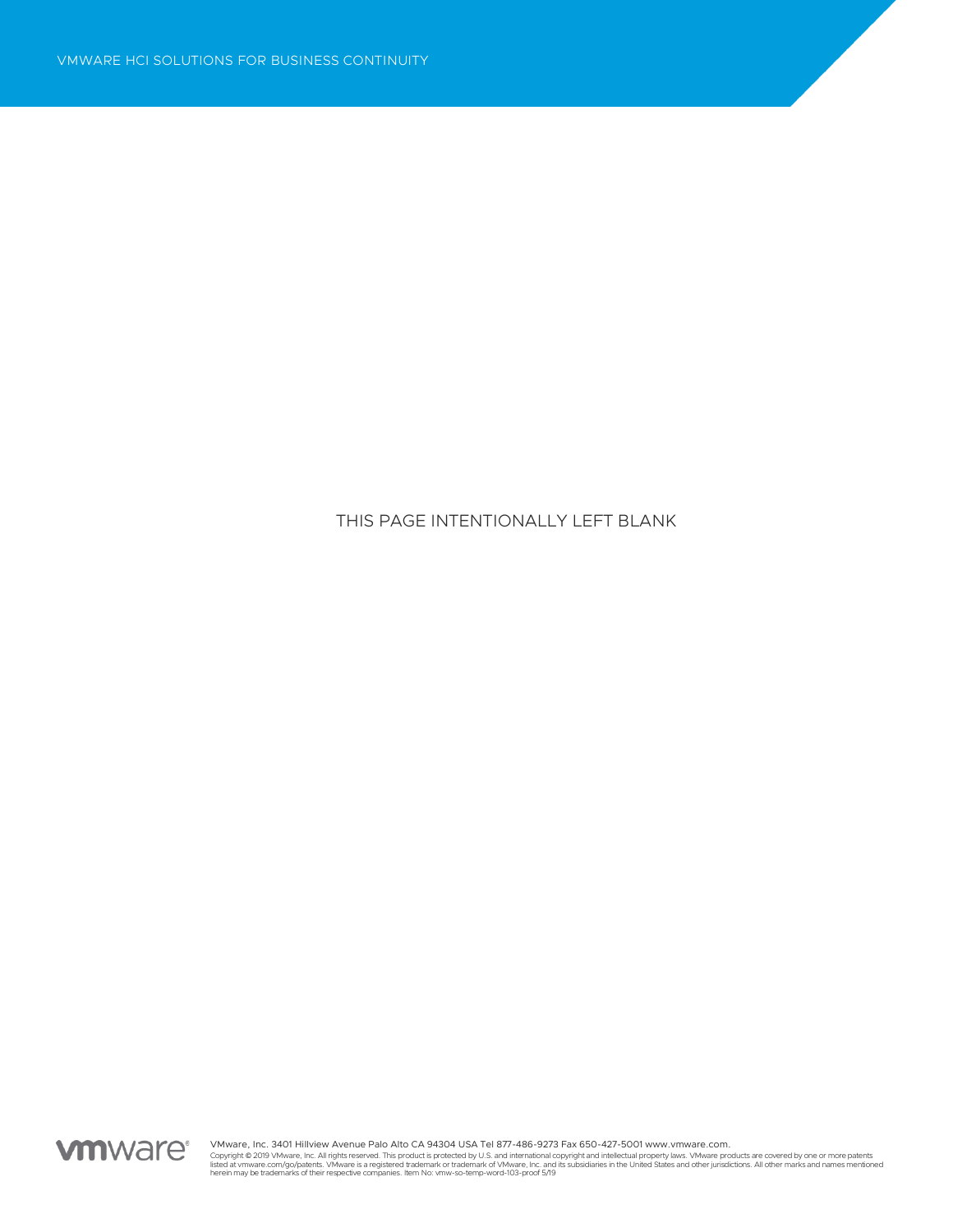THIS PAGE INTENTIONALLY LEFT BLANK

VMware, Inc. 3401 Hillview Avenue Palo Alto CA 94304 USA Tel 877-486-9273 Fax 650-427-5001 www.vmware.com.
Copyright © 2019 VMware, Inc. All rights reserved. This product is protected by U.S. and international copyright and intellectual property laws. VMware products are covered by one or more patents listed at vmware.com/go/patents. VMware is a registered trademark or trademark of VMware, Inc. and its subsidiaries in the United States and other jurisdictions. All other marks and names mentioned herein may be trademarks of their respective companies. Item No: vmw-so-temp-word-103-proof 5/19